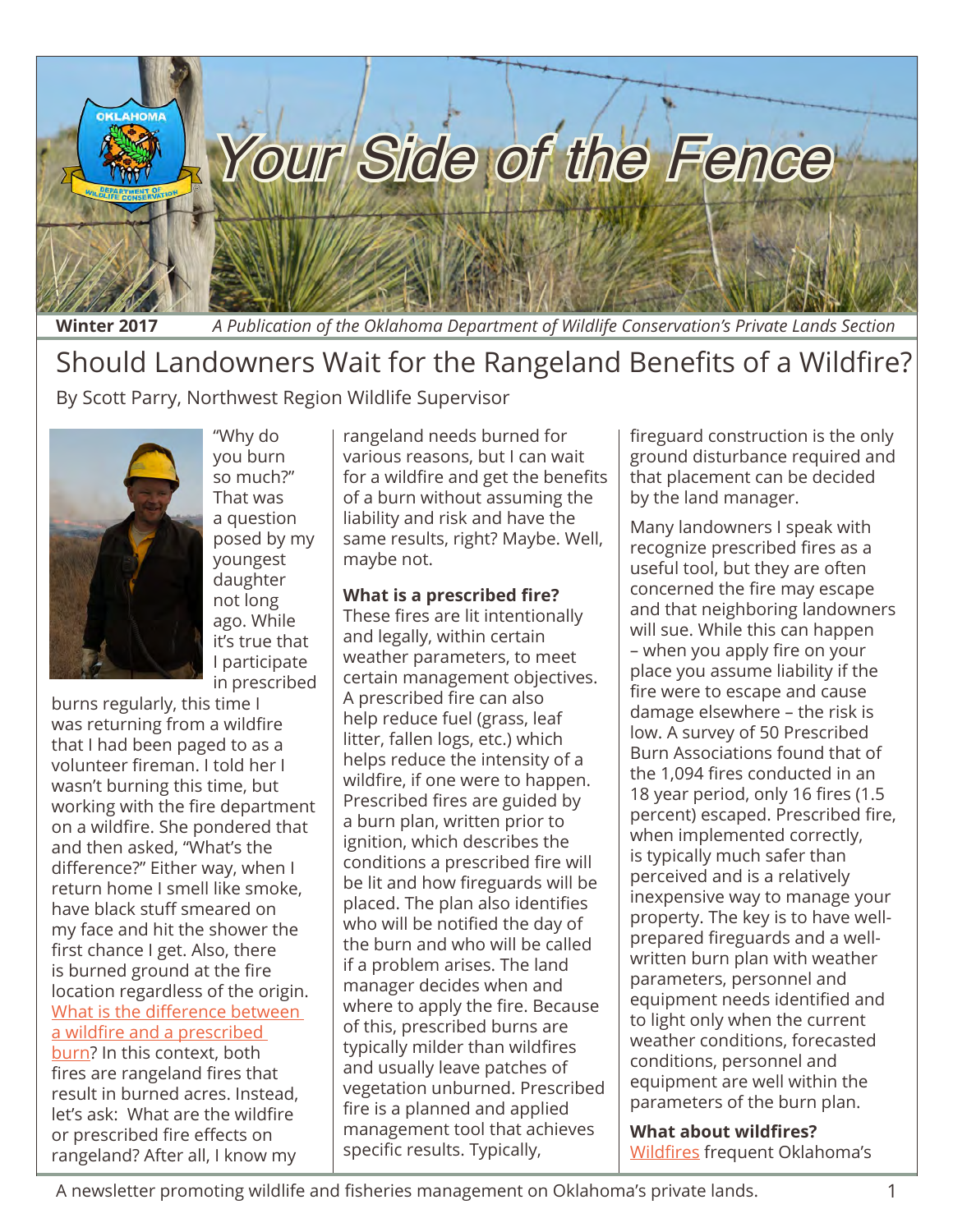# Your Side of the Fence

**Winter 2017** *A Publication of the Oklahoma Department of Wildlife Conservation's Private Lands Section*

## Should Landowners Wait for the Rangeland Benefits of a Wildfire?

By Scott Parry, Northwest Region Wildlife Supervisor

"Why do you burn so much?" That was a question posed by my youngest daughter not long ago. While it's true that I participate in prescribed burns regularly, this time I was returning from a wildfire that I had been paged to as a volunteer fireman. I told her I wasn't burning this time, but working with the fire department on a wildfire. She pondered that and then asked, "What's the difference?" Either way, when I return home I smell like smoke, have black stuff smeared on my face and hit the shower the first chance I get. Also, there is burned ground at the fire location regardless of the origin. What is the difference between a wildfire and a prescribed burn? In this context, both fires are rangeland fires that result in burned acres. Instead, let's ask: What are the wildfire or prescribed fire effects on rangeland? After all, I know my rangeland needs burned for various reasons, but I can wait for a wildfire and get the benefits of a burn without assuming the liability and risk and have the same results, right? Maybe. Well, maybe not.

**What is a prescribed fire?**

These fires are lit intentionally and legally, within certain weather parameters, to meet certain management objectives. A prescribed fire can also help reduce fuel (grass, leaf litter, fallen logs, etc.) which helps reduce the intensity of a wildfire, if one were to happen. Prescribed fires are guided by a burn plan, written prior to ignition, which describes the conditions a prescribed fire will be lit and how fireguards will be placed. The plan also identifies who will be notified the day of the burn and who will be called if a problem arises. The land manager decides when and where to apply the fire. Because of this, prescribed burns are typically milder than wildfires and usually leave patches of vegetation unburned. Prescribed fire is a planned and applied management tool that achieves specific results. Typically, fireguard construction is the only ground disturbance required and that placement can be decided by the land manager.

Many landowners I speak with recognize prescribed fires as a useful tool, but they are often concerned the fire may escape and that neighboring landowners will sue. While this can happen – when you apply fire on your place you assume liability if the fire were to escape and cause damage elsewhere – the risk is low. A survey of 50 Prescribed Burn Associations found that of the 1,094 fires conducted in an 18 year period, only 16 fires (1.5 percent) escaped. Prescribed fire, when implemented correctly, is typically much safer than perceived and is a relatively inexpensive way to manage your property. The key is to have well-prepared fireguards and a well-written burn plan with weather parameters, personnel and equipment needs identified and to light only when the current weather conditions, forecasted conditions, personnel and equipment are well within the parameters of the burn plan.

**What about wildfires?**

Wildfires frequent Oklahoma's

A newsletter promoting wildlife and fisheries management on Oklahoma's private lands.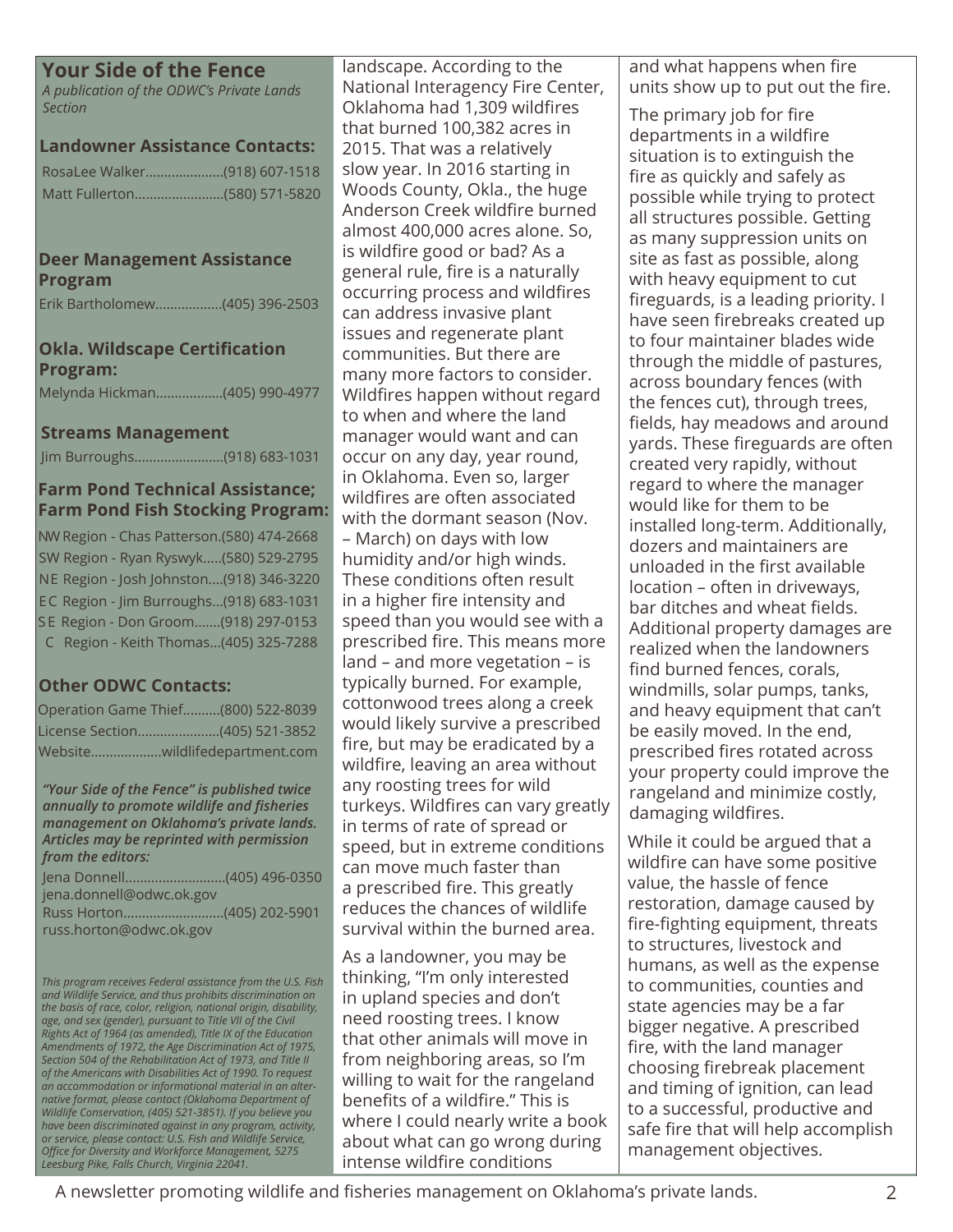## Your Side of the Fence

*A publication of the ODWC's Private Lands Section*

### Landowner Assistance Contacts:

RosaLee Walker....................(918) 607-1518
Matt Fullerton.......................(580) 571-5820

### Deer Management Assistance Program

Erik Bartholomew.................(405) 396-2503

### Okla. Wildscape Certification Program:

Melynda Hickman.................(405) 990-4977

### Streams Management

Jim Burroughs.......................(918) 683-1031

### Farm Pond Technical Assistance; Farm Pond Fish Stocking Program:

NW Region - Chas Patterson.(580) 474-2668
SW Region - Ryan Ryswyk.....(580) 529-2795
NE Region - Josh Johnston....(918) 346-3220
EC Region - Jim Burroughs...(918) 683-1031
SE Region - Don Groom.......(918) 297-0153
C Region - Keith Thomas...(405) 325-7288

### Other ODWC Contacts:

Operation Game Thief..........(800) 522-8039
License Section......................(405) 521-3852
Website...................wildlifedepartment.com

***"Your Side of the Fence" is published twice annually to promote wildlife and fisheries management on Oklahoma's private lands. Articles may be reprinted with permission from the editors:***

Jena Donnell...........................(405) 496-0350
jena.donnell@odwc.ok.gov
Russ Horton...........................(405) 202-5901
russ.horton@odwc.ok.gov

*This program receives Federal assistance from the U.S. Fish and Wildlife Service, and thus prohibits discrimination on the basis of race, color, religion, national origin, disability, age, and sex (gender), pursuant to Title VII of the Civil Rights Act of 1964 (as amended), Title IX of the Education Amendments of 1972, the Age Discrimination Act of 1975, Section 504 of the Rehabilitation Act of 1973, and Title II of the Americans with Disabilities Act of 1990. To request an accommodation or informational material in an alternative format, please contact (Oklahoma Department of Wildlife Conservation, (405) 521-3851). If you believe you have been discriminated against in any program, activity, or service, please contact: U.S. Fish and Wildlife Service, Office for Diversity and Workforce Management, 5275 Leesburg Pike, Falls Church, Virginia 22041.*

landscape. According to the National Interagency Fire Center, Oklahoma had 1,309 wildfires that burned 100,382 acres in 2015. That was a relatively slow year. In 2016 starting in Woods County, Okla., the huge Anderson Creek wildfire burned almost 400,000 acres alone. So, is wildfire good or bad? As a general rule, fire is a naturally occurring process and wildfires can address invasive plant issues and regenerate plant communities. But there are many more factors to consider. Wildfires happen without regard to when and where the land manager would want and can occur on any day, year round, in Oklahoma. Even so, larger wildfires are often associated with the dormant season (Nov. – March) on days with low humidity and/or high winds. These conditions often result in a higher fire intensity and speed than you would see with a prescribed fire. This means more land – and more vegetation – is typically burned. For example, cottonwood trees along a creek would likely survive a prescribed fire, but may be eradicated by a wildfire, leaving an area without any roosting trees for wild turkeys. Wildfires can vary greatly in terms of rate of spread or speed, but in extreme conditions can move much faster than a prescribed fire. This greatly reduces the chances of wildlife survival within the burned area.

As a landowner, you may be thinking, "I'm only interested in upland species and don't need roosting trees. I know that other animals will move in from neighboring areas, so I'm willing to wait for the rangeland benefits of a wildfire." This is where I could nearly write a book about what can go wrong during intense wildfire conditions and what happens when fire units show up to put out the fire.

The primary job for fire departments in a wildfire situation is to extinguish the fire as quickly and safely as possible while trying to protect all structures possible. Getting as many suppression units on site as fast as possible, along with heavy equipment to cut fireguards, is a leading priority. I have seen firebreaks created up to four maintainer blades wide through the middle of pastures, across boundary fences (with the fences cut), through trees, fields, hay meadows and around yards. These fireguards are often created very rapidly, without regard to where the manager would like for them to be installed long-term. Additionally, dozers and maintainers are unloaded in the first available location – often in driveways, bar ditches and wheat fields. Additional property damages are realized when the landowners find burned fences, corals, windmills, solar pumps, tanks, and heavy equipment that can't be easily moved. In the end, prescribed fires rotated across your property could improve the rangeland and minimize costly, damaging wildfires.

While it could be argued that a wildfire can have some positive value, the hassle of fence restoration, damage caused by fire-fighting equipment, threats to structures, livestock and humans, as well as the expense to communities, counties and state agencies may be a far bigger negative. A prescribed fire, with the land manager choosing firebreak placement and timing of ignition, can lead to a successful, productive and safe fire that will help accomplish management objectives.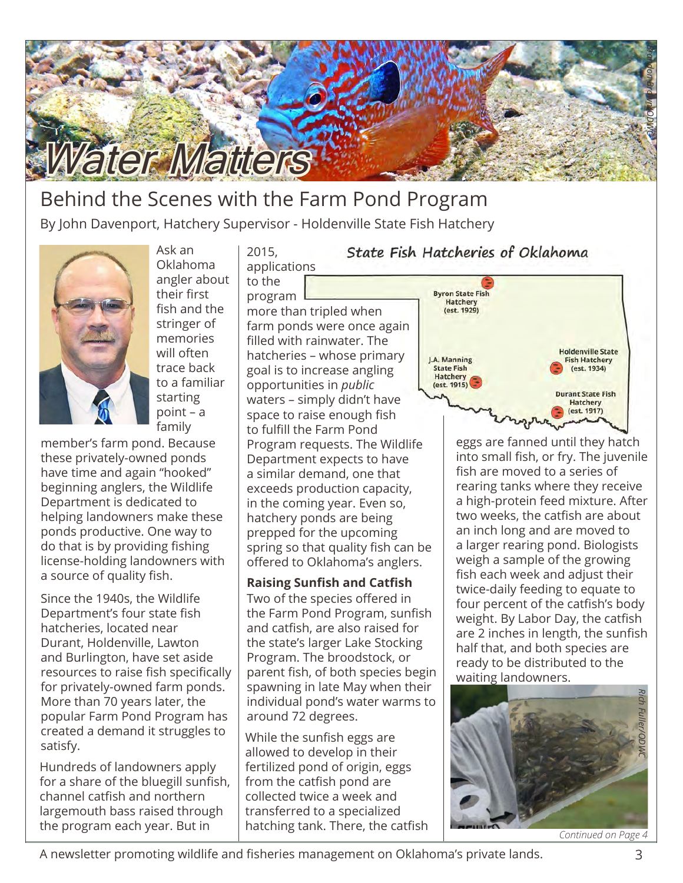# Water Matters

## Behind the Scenes with the Farm Pond Program

By John Davenport, Hatchery Supervisor - Holdenville State Fish Hatchery

Ask an Oklahoma angler about their first fish and the stringer of memories will often trace back to a familiar starting point – a family member's farm pond. Because these privately-owned ponds have time and again "hooked" beginning anglers, the Wildlife Department is dedicated to helping landowners make these ponds productive. One way to do that is by providing fishing license-holding landowners with a source of quality fish.

Since the 1940s, the Wildlife Department's four state fish hatcheries, located near Durant, Holdenville, Lawton and Burlington, have set aside resources to raise fish specifically for privately-owned farm ponds. More than 70 years later, the popular Farm Pond Program has created a demand it struggles to satisfy.

Hundreds of landowners apply for a share of the bluegill sunfish, channel catfish and northern largemouth bass raised through the program each year. But in 2015, applications to the program more than tripled when farm ponds were once again filled with rainwater. The hatcheries – whose primary goal is to increase angling opportunities in *public* waters – simply didn't have space to raise enough fish to fulfill the Farm Pond Program requests. The Wildlife Department expects to have a similar demand, one that exceeds production capacity, in the coming year. Even so, hatchery ponds are being prepped for the upcoming spring so that quality fish can be offered to Oklahoma's anglers.

**State Fish Hatcheries of Oklahoma**

- Byron State Fish Hatchery (est. 1929)
- J.A. Manning State Fish Hatchery (est. 1915)
- Holdenville State Fish Hatchery (est. 1934)
- Durant State Fish Hatchery (est. 1917)

**Raising Sunfish and Catfish**

Two of the species offered in the Farm Pond Program, sunfish and catfish, are also raised for the state's larger Lake Stocking Program. The broodstock, or parent fish, of both species begin spawning in late May when their individual pond's water warms to around 72 degrees.

While the sunfish eggs are allowed to develop in their fertilized pond of origin, eggs from the catfish pond are collected twice a week and transferred to a specialized hatching tank. There, the catfish eggs are fanned until they hatch into small fish, or fry. The juvenile fish are moved to a series of rearing tanks where they receive a high-protein feed mixture. After two weeks, the catfish are about an inch long and are moved to a larger rearing pond. Biologists weigh a sample of the growing fish each week and adjust their twice-daily feeding to equate to four percent of the catfish's body weight. By Labor Day, the catfish are 2 inches in length, the sunfish half that, and both species are ready to be distributed to the waiting landowners.

*Continued on Page 4*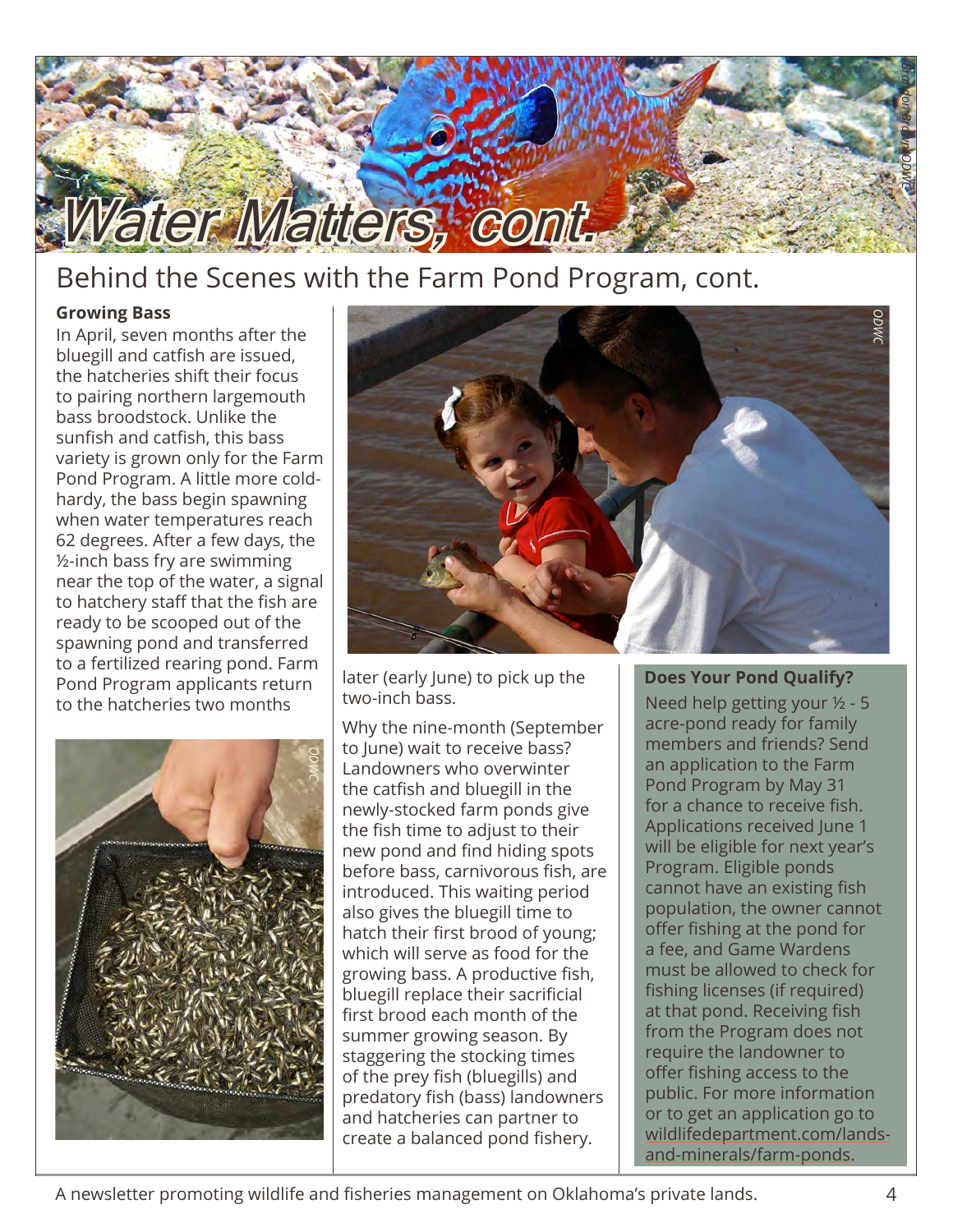# Water Matters, cont.

## Behind the Scenes with the Farm Pond Program, cont.

**Growing Bass**

In April, seven months after the bluegill and catfish are issued, the hatcheries shift their focus to pairing northern largemouth bass broodstock. Unlike the sunfish and catfish, this bass variety is grown only for the Farm Pond Program. A little more cold-hardy, the bass begin spawning when water temperatures reach 62 degrees. After a few days, the ½-inch bass fry are swimming near the top of the water, a signal to hatchery staff that the fish are ready to be scooped out of the spawning pond and transferred to a fertilized rearing pond. Farm Pond Program applicants return to the hatcheries two months later (early June) to pick up the two-inch bass.

Why the nine-month (September to June) wait to receive bass? Landowners who overwinter the catfish and bluegill in the newly-stocked farm ponds give the fish time to adjust to their new pond and find hiding spots before bass, carnivorous fish, are introduced. This waiting period also gives the bluegill time to hatch their first brood of young; which will serve as food for the growing bass. A productive fish, bluegill replace their sacrificial first brood each month of the summer growing season. By staggering the stocking times of the prey fish (bluegills) and predatory fish (bass) landowners and hatcheries can partner to create a balanced pond fishery.

**Does Your Pond Qualify?**

Need help getting your ½ - 5 acre-pond ready for family members and friends? Send an application to the Farm Pond Program by May 31 for a chance to receive fish. Applications received June 1 will be eligible for next year's Program. Eligible ponds cannot have an existing fish population, the owner cannot offer fishing at the pond for a fee, and Game Wardens must be allowed to check for fishing licenses (if required) at that pond. Receiving fish from the Program does not require the landowner to offer fishing access to the public. For more information or to get an application go to wildlifedepartment.com/lands-and-minerals/farm-ponds.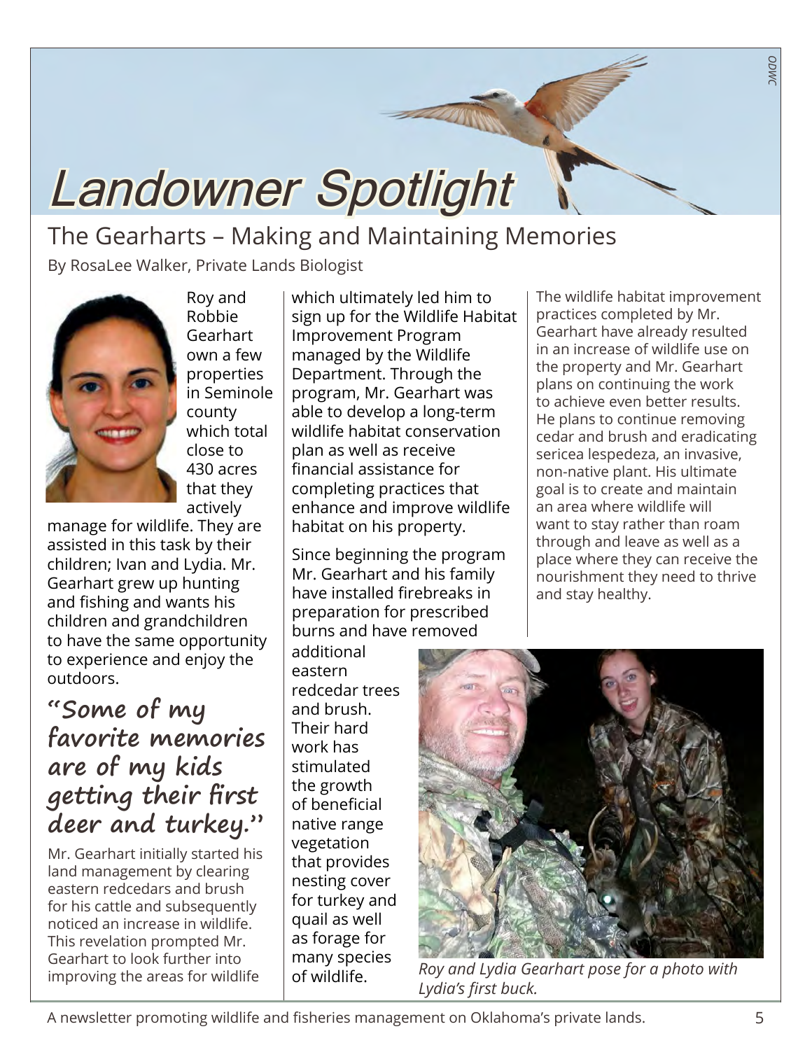# Landowner Spotlight

## The Gearharts – Making and Maintaining Memories

By RosaLee Walker, Private Lands Biologist

Roy and Robbie Gearhart own a few properties in Seminole county which total close to 430 acres that they actively manage for wildlife. They are assisted in this task by their children; Ivan and Lydia. Mr. Gearhart grew up hunting and fishing and wants his children and grandchildren to have the same opportunity to experience and enjoy the outdoors.

> **"Some of my favorite memories are of my kids getting their first deer and turkey."**

Mr. Gearhart initially started his land management by clearing eastern redcedars and brush for his cattle and subsequently noticed an increase in wildlife. This revelation prompted Mr. Gearhart to look further into improving the areas for wildlife which ultimately led him to sign up for the Wildlife Habitat Improvement Program managed by the Wildlife Department. Through the program, Mr. Gearhart was able to develop a long-term wildlife habitat conservation plan as well as receive financial assistance for completing practices that enhance and improve wildlife habitat on his property.

Since beginning the program Mr. Gearhart and his family have installed firebreaks in preparation for prescribed burns and have removed additional eastern redcedar trees and brush. Their hard work has stimulated the growth of beneficial native range vegetation that provides nesting cover for turkey and quail as well as forage for many species of wildlife.

The wildlife habitat improvement practices completed by Mr. Gearhart have already resulted in an increase of wildlife use on the property and Mr. Gearhart plans on continuing the work to achieve even better results. He plans to continue removing cedar and brush and eradicating sericea lespedeza, an invasive, non-native plant. His ultimate goal is to create and maintain an area where wildlife will want to stay rather than roam through and leave as well as a place where they can receive the nourishment they need to thrive and stay healthy.

*Roy and Lydia Gearhart pose for a photo with Lydia's first buck.*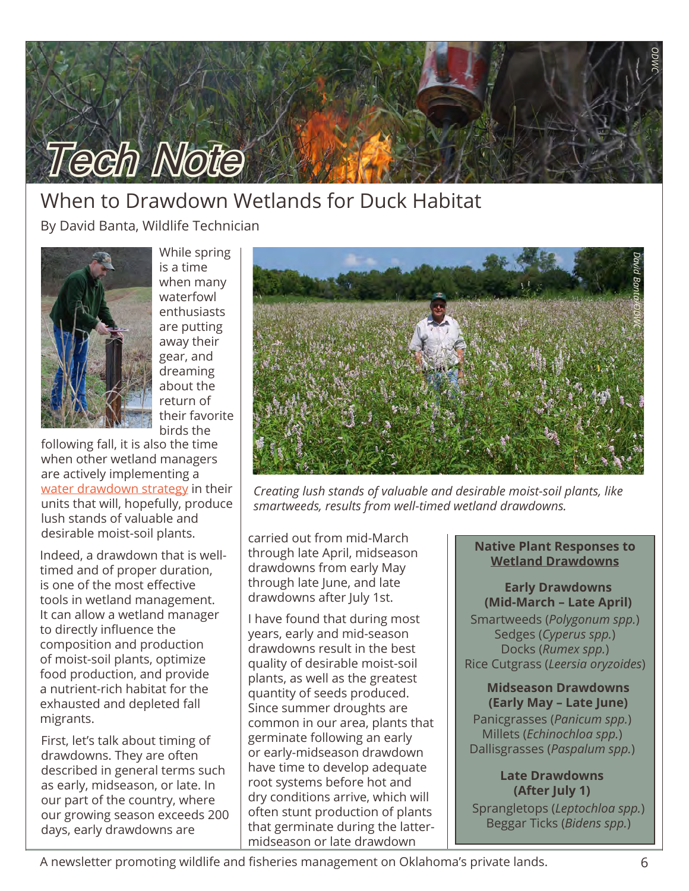# Tech Note

## When to Drawdown Wetlands for Duck Habitat

By David Banta, Wildlife Technician

While spring is a time when many waterfowl enthusiasts are putting away their gear, and dreaming about the return of their favorite birds the following fall, it is also the time when other wetland managers are actively implementing a water drawdown strategy in their units that will, hopefully, produce lush stands of valuable and desirable moist-soil plants.

Indeed, a drawdown that is well-timed and of proper duration, is one of the most effective tools in wetland management. It can allow a wetland manager to directly influence the composition and production of moist-soil plants, optimize food production, and provide a nutrient-rich habitat for the exhausted and depleted fall migrants.

*Creating lush stands of valuable and desirable moist-soil plants, like smartweeds, results from well-timed wetland drawdowns.*

First, let's talk about timing of drawdowns. They are often described in general terms such as early, midseason, or late. In our part of the country, where our growing season exceeds 200 days, early drawdowns are carried out from mid-March through late April, midseason drawdowns from early May through late June, and late drawdowns after July 1st.

I have found that during most years, early and mid-season drawdowns result in the best quality of desirable moist-soil plants, as well as the greatest quantity of seeds produced. Since summer droughts are common in our area, plants that germinate following an early or early-midseason drawdown have time to develop adequate root systems before hot and dry conditions arrive, which will often stunt production of plants that germinate during the latter-midseason or late drawdown

### Native Plant Responses to Wetland Drawdowns

**Early Drawdowns (Mid-March – Late April)**

Smartweeds (*Polygonum spp.*)
Sedges (*Cyperus spp.*)
Docks (*Rumex spp.*)
Rice Cutgrass (*Leersia oryzoides*)

**Midseason Drawdowns (Early May – Late June)**

Panicgrasses (*Panicum spp.*)
Millets (*Echinochloa spp.*)
Dallisgrasses (*Paspalum spp.*)

**Late Drawdowns (After July 1)**

Sprangletops (*Leptochloa spp.*)
Beggar Ticks (*Bidens spp.*)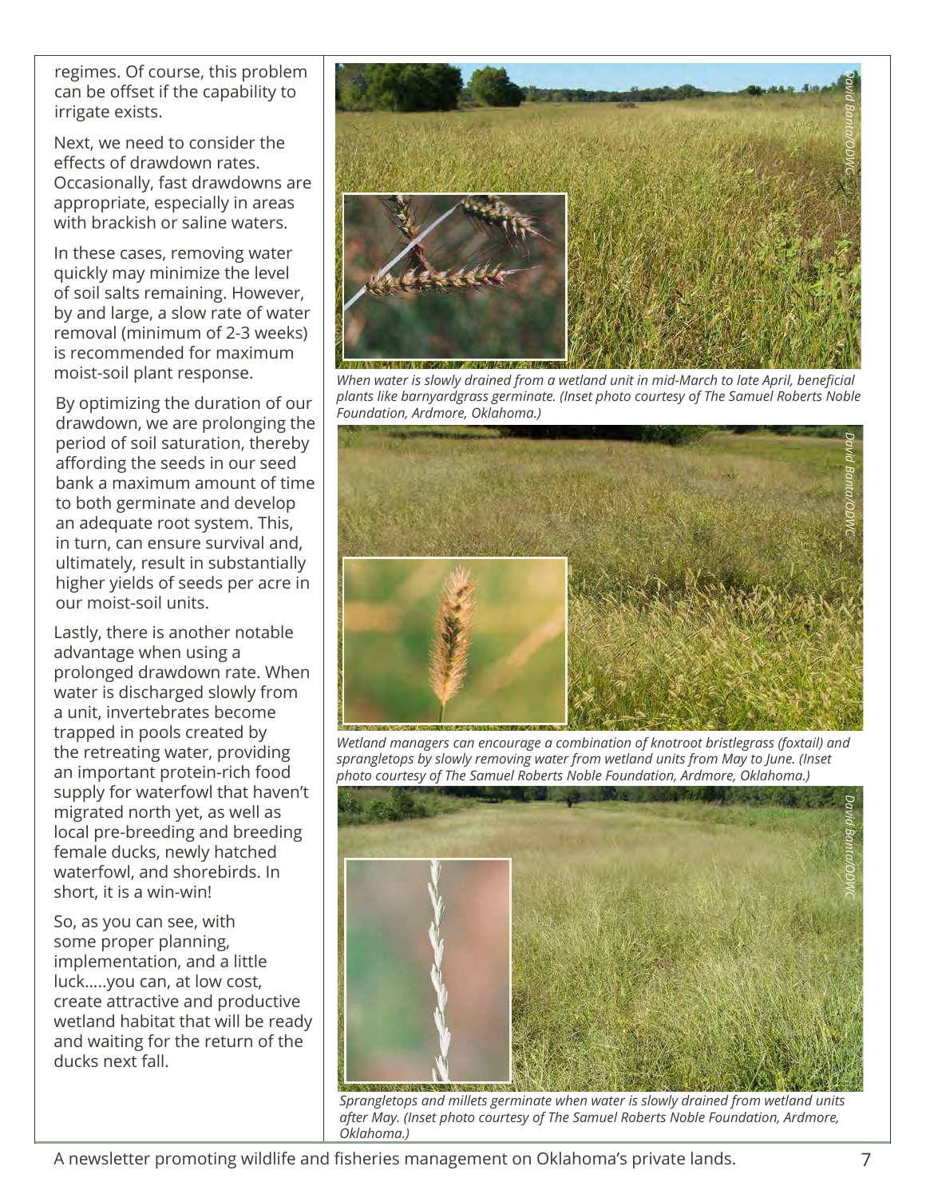regimes. Of course, this problem can be offset if the capability to irrigate exists.

Next, we need to consider the effects of drawdown rates. Occasionally, fast drawdowns are appropriate, especially in areas with brackish or saline waters.

In these cases, removing water quickly may minimize the level of soil salts remaining. However, by and large, a slow rate of water removal (minimum of 2-3 weeks) is recommended for maximum moist-soil plant response.

By optimizing the duration of our drawdown, we are prolonging the period of soil saturation, thereby affording the seeds in our seed bank a maximum amount of time to both germinate and develop an adequate root system. This, in turn, can ensure survival and, ultimately, result in substantially higher yields of seeds per acre in our moist-soil units.

Lastly, there is another notable advantage when using a prolonged drawdown rate. When water is discharged slowly from a unit, invertebrates become trapped in pools created by the retreating water, providing an important protein-rich food supply for waterfowl that haven't migrated north yet, as well as local pre-breeding and breeding female ducks, newly hatched waterfowl, and shorebirds. In short, it is a win-win!

So, as you can see, with some proper planning, implementation, and a little luck.....you can, at low cost, create attractive and productive wetland habitat that will be ready and waiting for the return of the ducks next fall.

David Banta/ODWC

*When water is slowly drained from a wetland unit in mid-March to late April, beneficial plants like barnyardgrass germinate. (Inset photo courtesy of The Samuel Roberts Noble Foundation, Ardmore, Oklahoma.)*

David Banta/ODWC

*Wetland managers can encourage a combination of knotroot bristlegrass (foxtail) and sprangletops by slowly removing water from wetland units from May to June. (Inset photo courtesy of The Samuel Roberts Noble Foundation, Ardmore, Oklahoma.)*

David Banta/ODWC

*Sprangletops and millets germinate when water is slowly drained from wetland units after May. (Inset photo courtesy of The Samuel Roberts Noble Foundation, Ardmore, Oklahoma.)*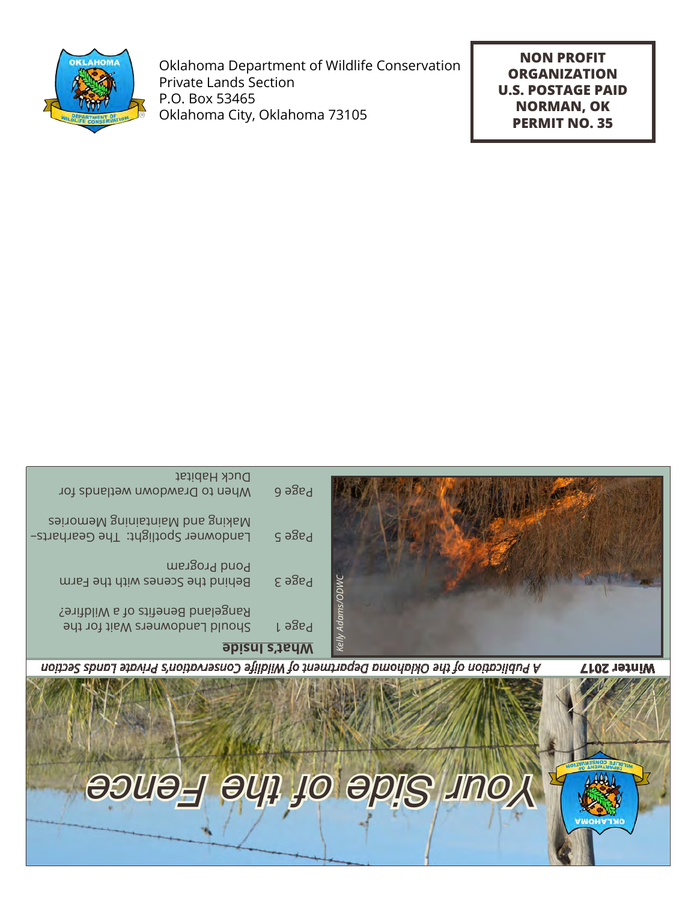Oklahoma Department of Wildlife Conservation
Private Lands Section
P.O. Box 53465
Oklahoma City, Oklahoma 73105

**NON PROFIT ORGANIZATION**
**U.S. POSTAGE PAID**
**NORMAN, OK**
**PERMIT NO. 35**

# Your Side of the Fence

**Winter 2017** *A Publication of the Oklahoma Department of Wildlife Conservation's Private Lands Section*

*Kelly Adams/ODWC*

**What's Inside**

Page 1 Should Landowners Wait for the Rangeland Benefits of a Wildfire?

Page 3 Behind the Scenes with the Farm Pond Program

Page 5 Landowner Spotlight: The Gearharts- Making and Maintaining Memories

Page 6 When to Drawdown wetlands for Duck Habitat